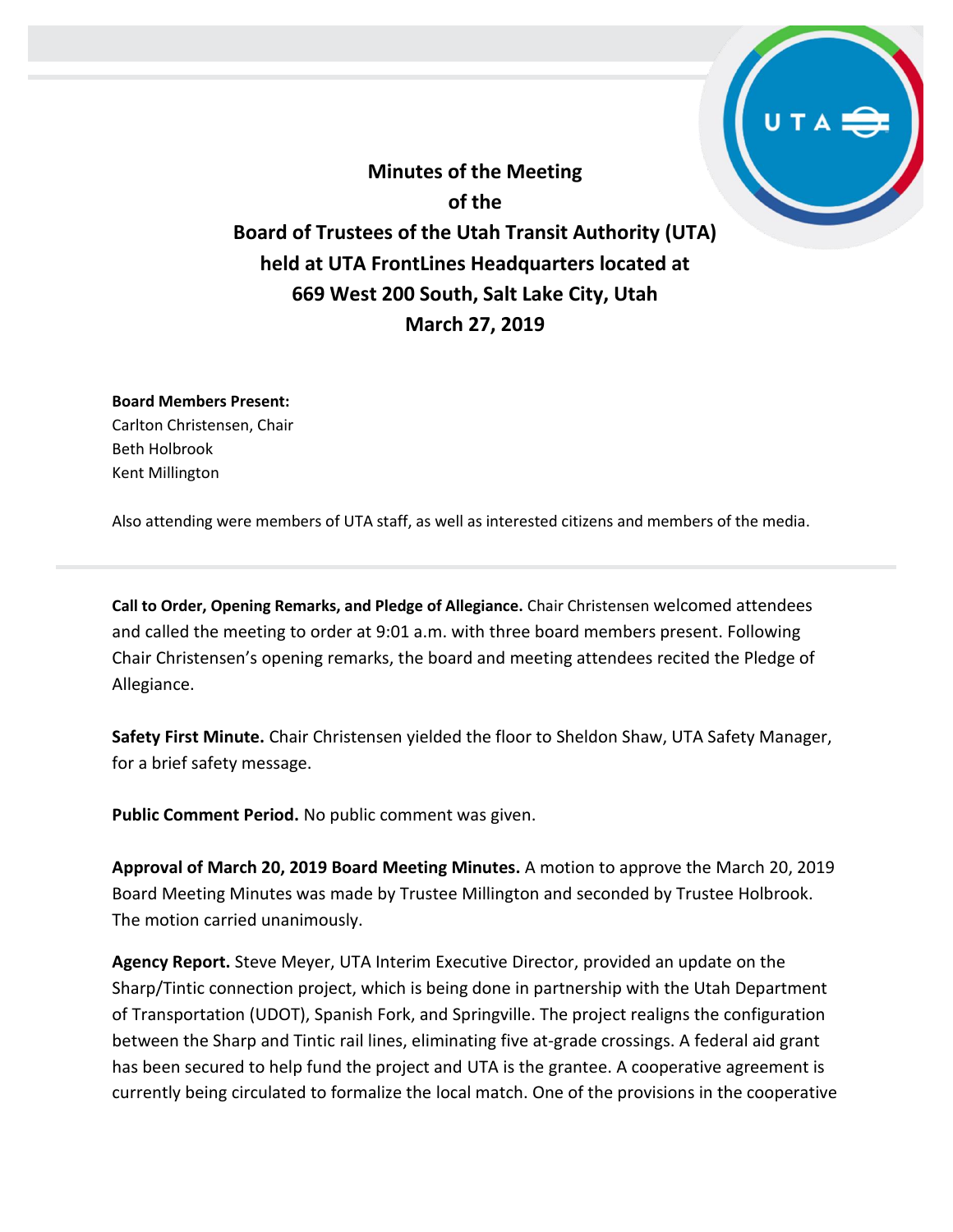# Minutes of the Meeting of the Board of Trustees of the Utah Transit Authority (UTA) held at UTA FrontLines Headquarters located at 669 West 200 South, Salt Lake City, Utah March 27, 2019

**Board Members Present:**
Carlton Christensen, Chair
Beth Holbrook
Kent Millington

Also attending were members of UTA staff, as well as interested citizens and members of the media.

---

**Call to Order, Opening Remarks, and Pledge of Allegiance.** Chair Christensen welcomed attendees and called the meeting to order at 9:01 a.m. with three board members present. Following Chair Christensen's opening remarks, the board and meeting attendees recited the Pledge of Allegiance.

**Safety First Minute.** Chair Christensen yielded the floor to Sheldon Shaw, UTA Safety Manager, for a brief safety message.

**Public Comment Period.** No public comment was given.

**Approval of March 20, 2019 Board Meeting Minutes.** A motion to approve the March 20, 2019 Board Meeting Minutes was made by Trustee Millington and seconded by Trustee Holbrook. The motion carried unanimously.

**Agency Report.** Steve Meyer, UTA Interim Executive Director, provided an update on the Sharp/Tintic connection project, which is being done in partnership with the Utah Department of Transportation (UDOT), Spanish Fork, and Springville. The project realigns the configuration between the Sharp and Tintic rail lines, eliminating five at-grade crossings. A federal aid grant has been secured to help fund the project and UTA is the grantee. A cooperative agreement is currently being circulated to formalize the local match. One of the provisions in the cooperative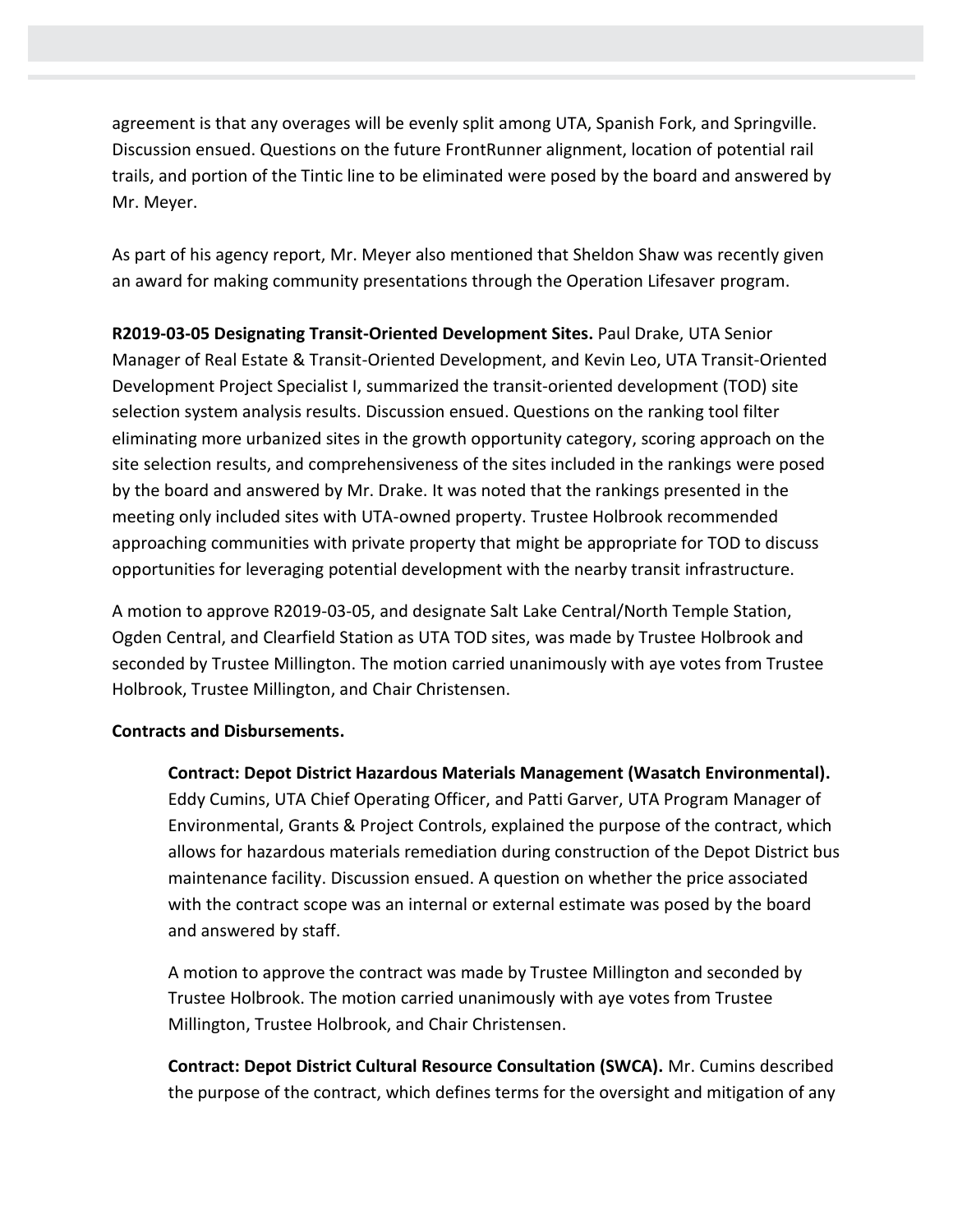agreement is that any overages will be evenly split among UTA, Spanish Fork, and Springville. Discussion ensued. Questions on the future FrontRunner alignment, location of potential rail trails, and portion of the Tintic line to be eliminated were posed by the board and answered by Mr. Meyer.

As part of his agency report, Mr. Meyer also mentioned that Sheldon Shaw was recently given an award for making community presentations through the Operation Lifesaver program.

**R2019-03-05 Designating Transit-Oriented Development Sites.** Paul Drake, UTA Senior Manager of Real Estate & Transit-Oriented Development, and Kevin Leo, UTA Transit-Oriented Development Project Specialist I, summarized the transit-oriented development (TOD) site selection system analysis results. Discussion ensued. Questions on the ranking tool filter eliminating more urbanized sites in the growth opportunity category, scoring approach on the site selection results, and comprehensiveness of the sites included in the rankings were posed by the board and answered by Mr. Drake. It was noted that the rankings presented in the meeting only included sites with UTA-owned property. Trustee Holbrook recommended approaching communities with private property that might be appropriate for TOD to discuss opportunities for leveraging potential development with the nearby transit infrastructure.

A motion to approve R2019-03-05, and designate Salt Lake Central/North Temple Station, Ogden Central, and Clearfield Station as UTA TOD sites, was made by Trustee Holbrook and seconded by Trustee Millington. The motion carried unanimously with aye votes from Trustee Holbrook, Trustee Millington, and Chair Christensen.

**Contracts and Disbursements.**

**Contract: Depot District Hazardous Materials Management (Wasatch Environmental).** Eddy Cumins, UTA Chief Operating Officer, and Patti Garver, UTA Program Manager of Environmental, Grants & Project Controls, explained the purpose of the contract, which allows for hazardous materials remediation during construction of the Depot District bus maintenance facility. Discussion ensued. A question on whether the price associated with the contract scope was an internal or external estimate was posed by the board and answered by staff.

A motion to approve the contract was made by Trustee Millington and seconded by Trustee Holbrook. The motion carried unanimously with aye votes from Trustee Millington, Trustee Holbrook, and Chair Christensen.

**Contract: Depot District Cultural Resource Consultation (SWCA).** Mr. Cumins described the purpose of the contract, which defines terms for the oversight and mitigation of any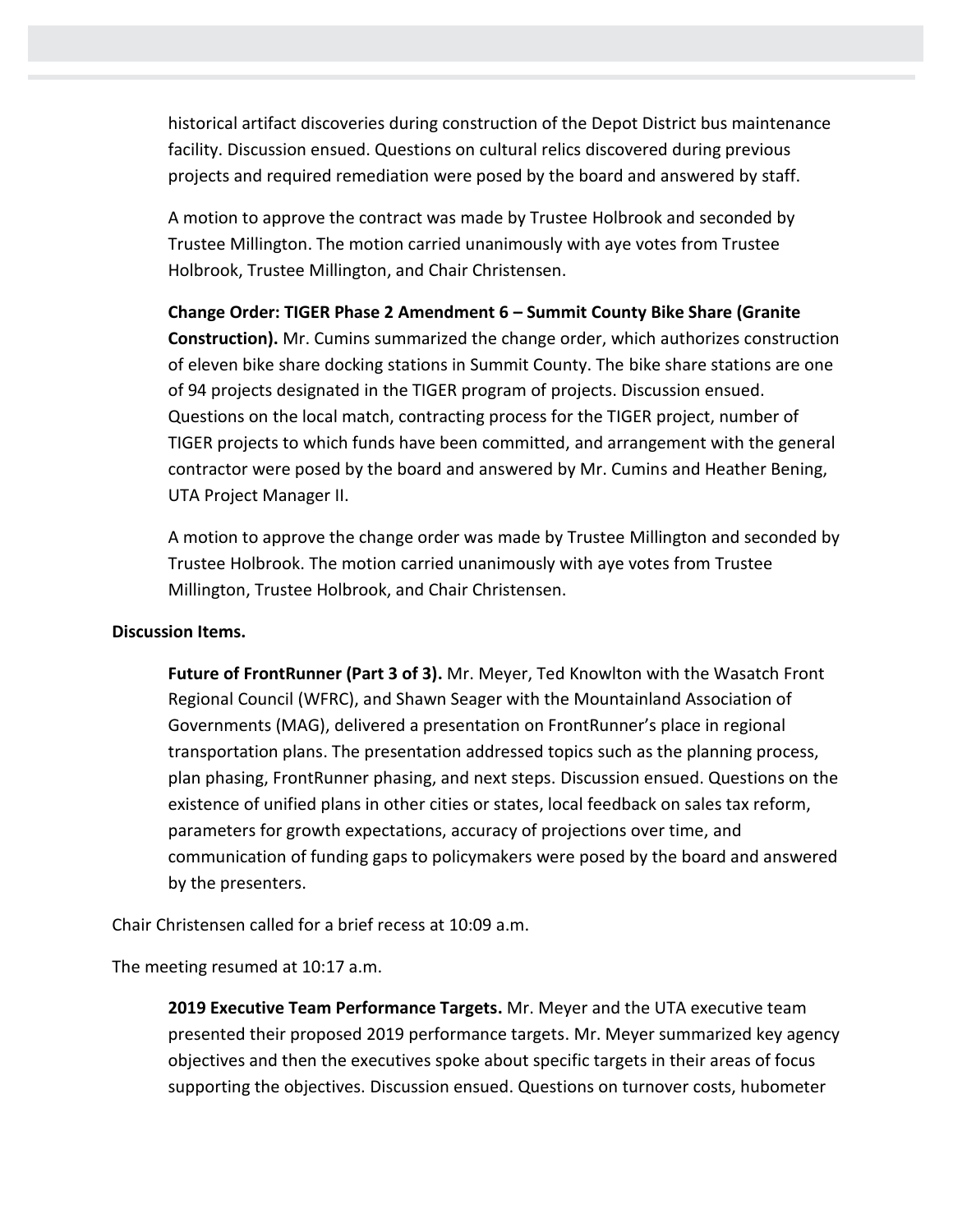historical artifact discoveries during construction of the Depot District bus maintenance facility. Discussion ensued. Questions on cultural relics discovered during previous projects and required remediation were posed by the board and answered by staff.

A motion to approve the contract was made by Trustee Holbrook and seconded by Trustee Millington. The motion carried unanimously with aye votes from Trustee Holbrook, Trustee Millington, and Chair Christensen.

**Change Order: TIGER Phase 2 Amendment 6 – Summit County Bike Share (Granite Construction).** Mr. Cumins summarized the change order, which authorizes construction of eleven bike share docking stations in Summit County. The bike share stations are one of 94 projects designated in the TIGER program of projects. Discussion ensued. Questions on the local match, contracting process for the TIGER project, number of TIGER projects to which funds have been committed, and arrangement with the general contractor were posed by the board and answered by Mr. Cumins and Heather Bening, UTA Project Manager II.

A motion to approve the change order was made by Trustee Millington and seconded by Trustee Holbrook. The motion carried unanimously with aye votes from Trustee Millington, Trustee Holbrook, and Chair Christensen.

**Discussion Items.**

**Future of FrontRunner (Part 3 of 3).** Mr. Meyer, Ted Knowlton with the Wasatch Front Regional Council (WFRC), and Shawn Seager with the Mountainland Association of Governments (MAG), delivered a presentation on FrontRunner's place in regional transportation plans. The presentation addressed topics such as the planning process, plan phasing, FrontRunner phasing, and next steps. Discussion ensued. Questions on the existence of unified plans in other cities or states, local feedback on sales tax reform, parameters for growth expectations, accuracy of projections over time, and communication of funding gaps to policymakers were posed by the board and answered by the presenters.

Chair Christensen called for a brief recess at 10:09 a.m.

The meeting resumed at 10:17 a.m.

**2019 Executive Team Performance Targets.** Mr. Meyer and the UTA executive team presented their proposed 2019 performance targets. Mr. Meyer summarized key agency objectives and then the executives spoke about specific targets in their areas of focus supporting the objectives. Discussion ensued. Questions on turnover costs, hubometer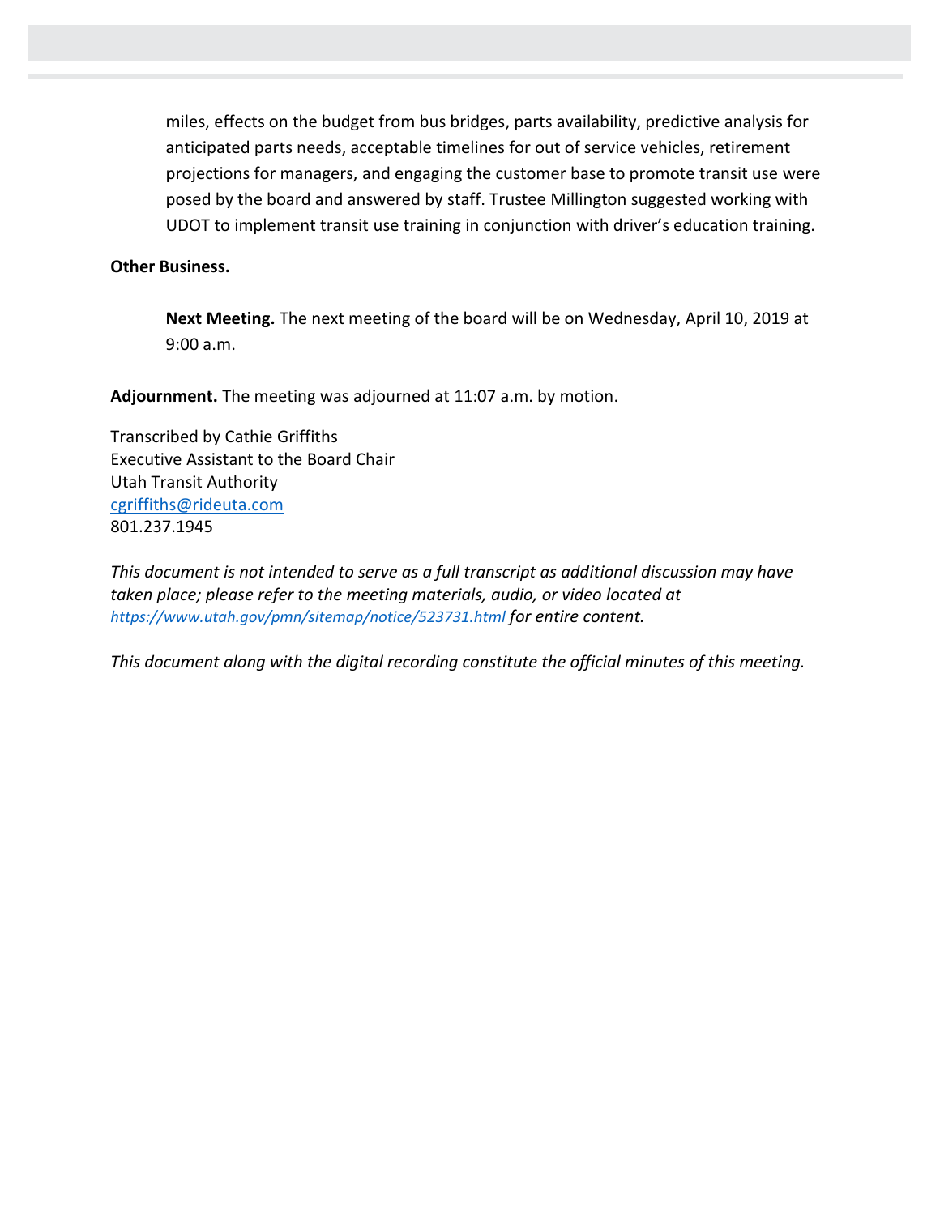miles, effects on the budget from bus bridges, parts availability, predictive analysis for anticipated parts needs, acceptable timelines for out of service vehicles, retirement projections for managers, and engaging the customer base to promote transit use were posed by the board and answered by staff. Trustee Millington suggested working with UDOT to implement transit use training in conjunction with driver's education training.

**Other Business.**

**Next Meeting.** The next meeting of the board will be on Wednesday, April 10, 2019 at 9:00 a.m.

**Adjournment.** The meeting was adjourned at 11:07 a.m. by motion.

Transcribed by Cathie Griffiths
Executive Assistant to the Board Chair
Utah Transit Authority
cgriffiths@rideuta.com
801.237.1945

*This document is not intended to serve as a full transcript as additional discussion may have taken place; please refer to the meeting materials, audio, or video located at https://www.utah.gov/pmn/sitemap/notice/523731.html for entire content.*

*This document along with the digital recording constitute the official minutes of this meeting.*